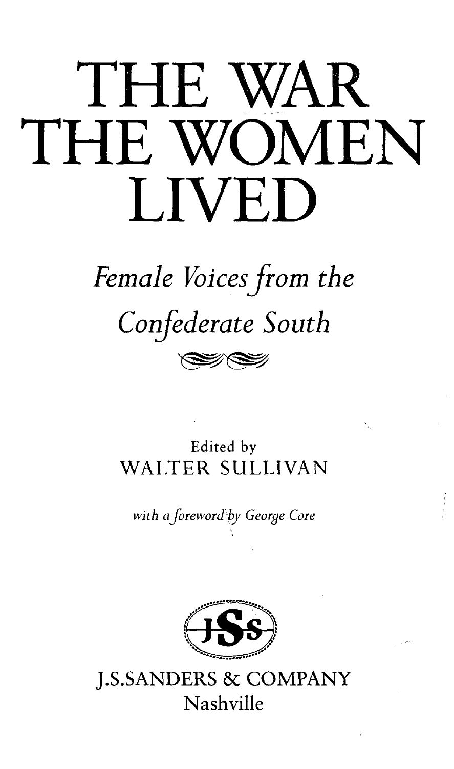# THE WAR THE WOMEN LIVED

*Female Voices from the Confederate South*

Edited by
WALTER SULLIVAN

*with a foreword by George Core*

JSS

J.S.SANDERS & COMPANY
Nashville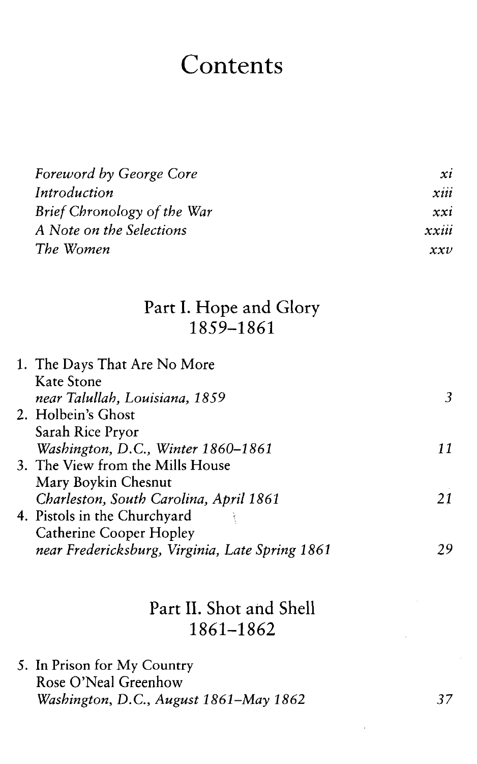# Contents

| | |
|---|---|
| *Foreword by George Core* | *xi* |
| *Introduction* | *xiii* |
| *Brief Chronology of the War* | *xxi* |
| *A Note on the Selections* | *xxiii* |
| *The Women* | *xxv* |

## Part I. Hope and Glory
## 1859–1861

| | |
|---|---|
| 1. The Days That Are No More<br>Kate Stone<br>*near Talullah, Louisiana, 1859* | *3* |
| 2. Holbein's Ghost<br>Sarah Rice Pryor<br>*Washington, D.C., Winter 1860–1861* | *11* |
| 3. The View from the Mills House<br>Mary Boykin Chesnut<br>*Charleston, South Carolina, April 1861* | *21* |
| 4. Pistols in the Churchyard<br>Catherine Cooper Hopley<br>*near Fredericksburg, Virginia, Late Spring 1861* | *29* |

## Part II. Shot and Shell
## 1861–1862

| | |
|---|---|
| 5. In Prison for My Country<br>Rose O'Neal Greenhow<br>*Washington, D.C., August 1861–May 1862* | *37* |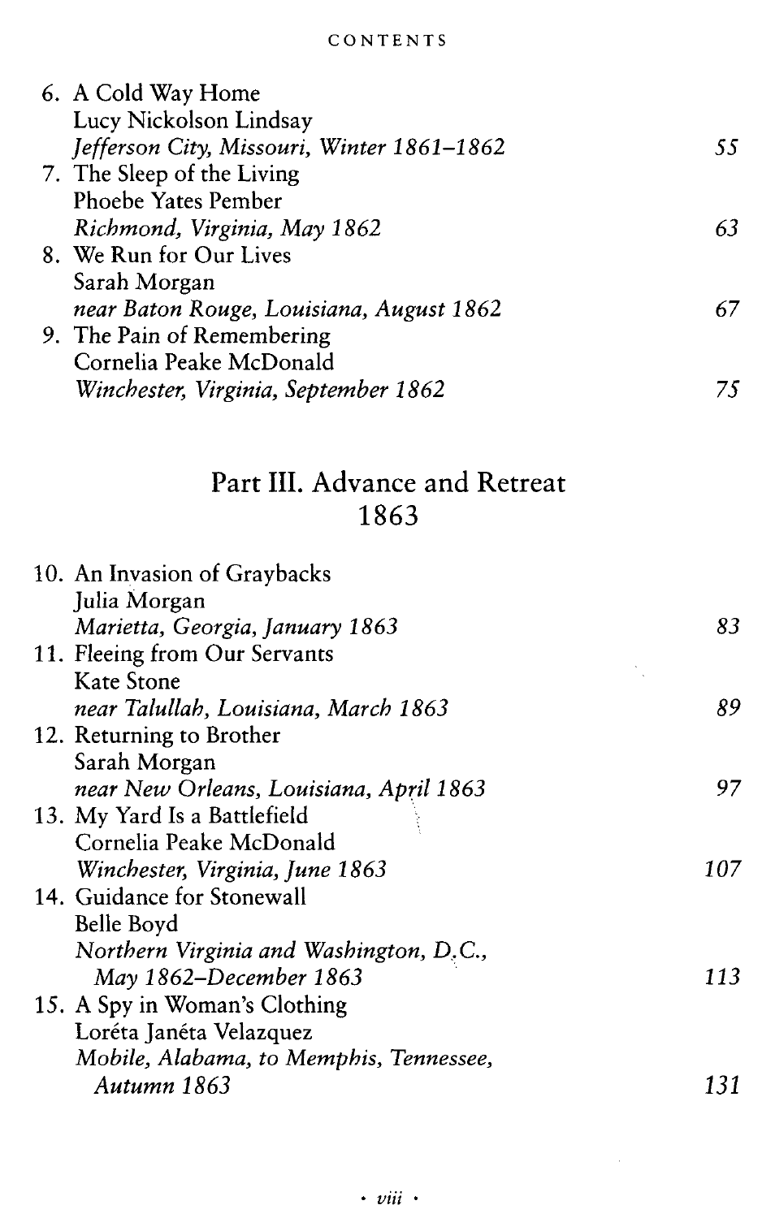6. A Cold Way Home
   Lucy Nickolson Lindsay
   *Jefferson City, Missouri, Winter 1861–1862* — 55
7. The Sleep of the Living
   Phoebe Yates Pember
   *Richmond, Virginia, May 1862* — 63
8. We Run for Our Lives
   Sarah Morgan
   *near Baton Rouge, Louisiana, August 1862* — 67
9. The Pain of Remembering
   Cornelia Peake McDonald
   *Winchester, Virginia, September 1862* — 75

## Part III. Advance and Retreat 1863

10. An Invasion of Graybacks
    Julia Morgan
    *Marietta, Georgia, January 1863* — 83
11. Fleeing from Our Servants
    Kate Stone
    *near Talullah, Louisiana, March 1863* — 89
12. Returning to Brother
    Sarah Morgan
    *near New Orleans, Louisiana, April 1863* — 97
13. My Yard Is a Battlefield
    Cornelia Peake McDonald
    *Winchester, Virginia, June 1863* — 107
14. Guidance for Stonewall
    Belle Boyd
    *Northern Virginia and Washington, D.C., May 1862–December 1863* — 113
15. A Spy in Woman's Clothing
    Loréta Janéta Velazquez
    *Mobile, Alabama, to Memphis, Tennessee, Autumn 1863* — 131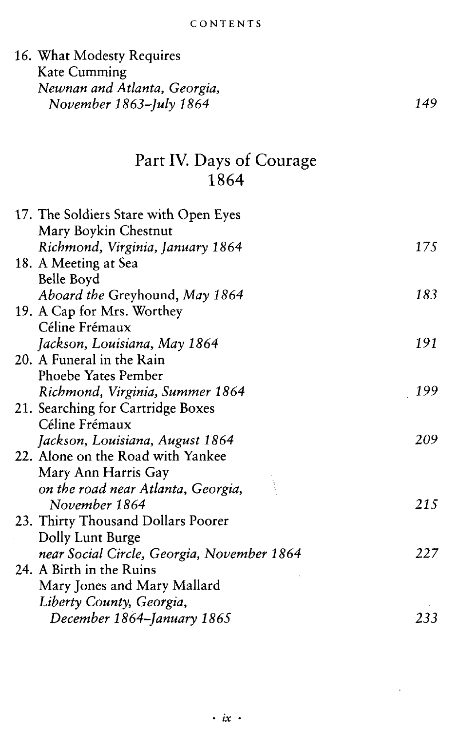16. What Modesty Requires
    Kate Cumming
    *Newnan and Atlanta, Georgia, November 1863–July 1864* 149

## Part IV. Days of Courage 1864

17. The Soldiers Stare with Open Eyes
    Mary Boykin Chestnut
    *Richmond, Virginia, January 1864* 175
18. A Meeting at Sea
    Belle Boyd
    *Aboard the* Greyhound, *May 1864* 183
19. A Cap for Mrs. Worthey
    Céline Frémaux
    *Jackson, Louisiana, May 1864* 191
20. A Funeral in the Rain
    Phoebe Yates Pember
    *Richmond, Virginia, Summer 1864* 199
21. Searching for Cartridge Boxes
    Céline Frémaux
    *Jackson, Louisiana, August 1864* 209
22. Alone on the Road with Yankee
    Mary Ann Harris Gay
    *on the road near Atlanta, Georgia, November 1864* 215
23. Thirty Thousand Dollars Poorer
    Dolly Lunt Burge
    *near Social Circle, Georgia, November 1864* 227
24. A Birth in the Ruins
    Mary Jones and Mary Mallard
    *Liberty County, Georgia, December 1864–January 1865* 233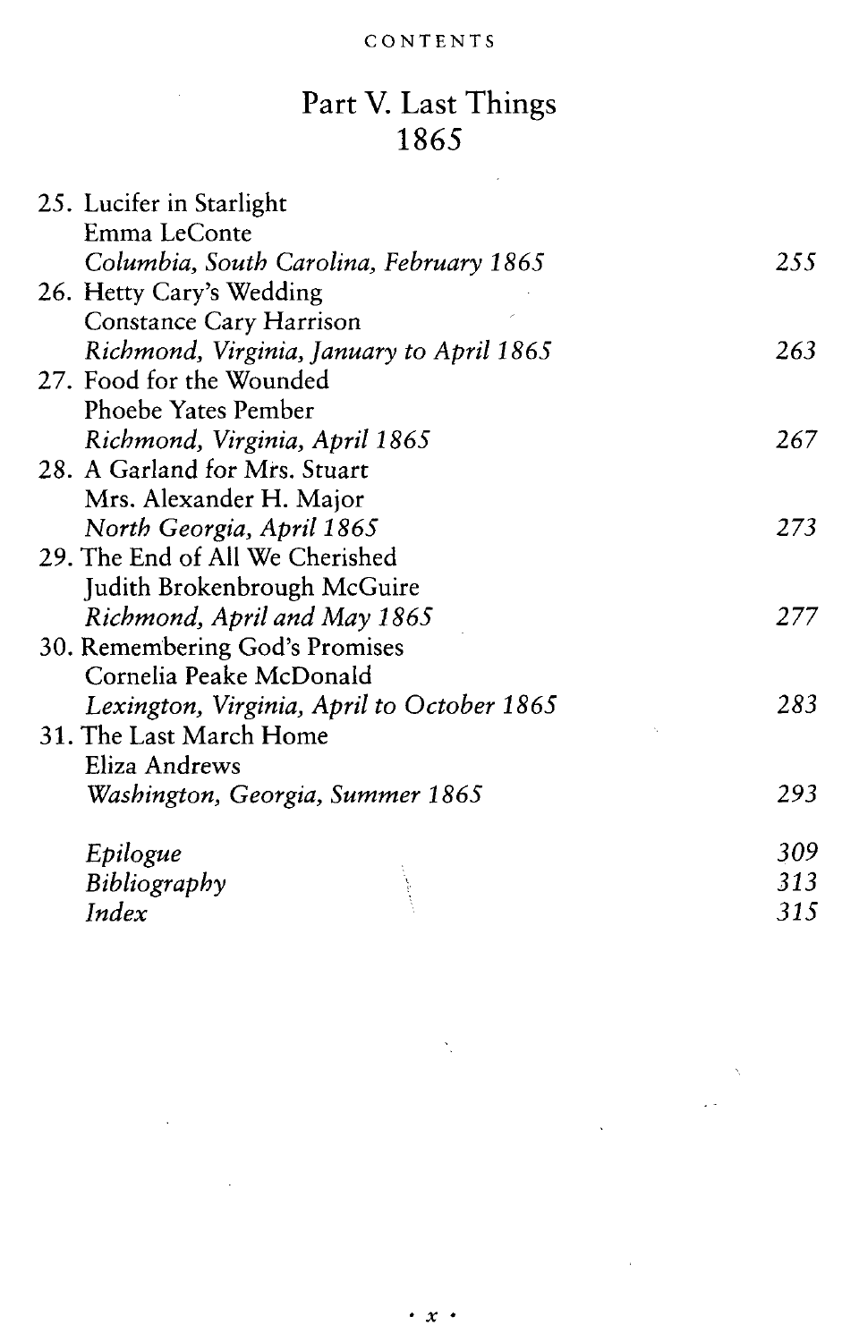## Part V. Last Things
### 1865

| | |
|---|---|
| 25. Lucifer in Starlight<br>Emma LeConte<br>*Columbia, South Carolina, February 1865* | 255 |
| 26. Hetty Cary's Wedding<br>Constance Cary Harrison<br>*Richmond, Virginia, January to April 1865* | 263 |
| 27. Food for the Wounded<br>Phoebe Yates Pember<br>*Richmond, Virginia, April 1865* | 267 |
| 28. A Garland for Mrs. Stuart<br>Mrs. Alexander H. Major<br>*North Georgia, April 1865* | 273 |
| 29. The End of All We Cherished<br>Judith Brokenbrough McGuire<br>*Richmond, April and May 1865* | 277 |
| 30. Remembering God's Promises<br>Cornelia Peake McDonald<br>*Lexington, Virginia, April to October 1865* | 283 |
| 31. The Last March Home<br>Eliza Andrews<br>*Washington, Georgia, Summer 1865* | 293 |
| *Epilogue* | 309 |
| *Bibliography* | 313 |
| *Index* | 315 |